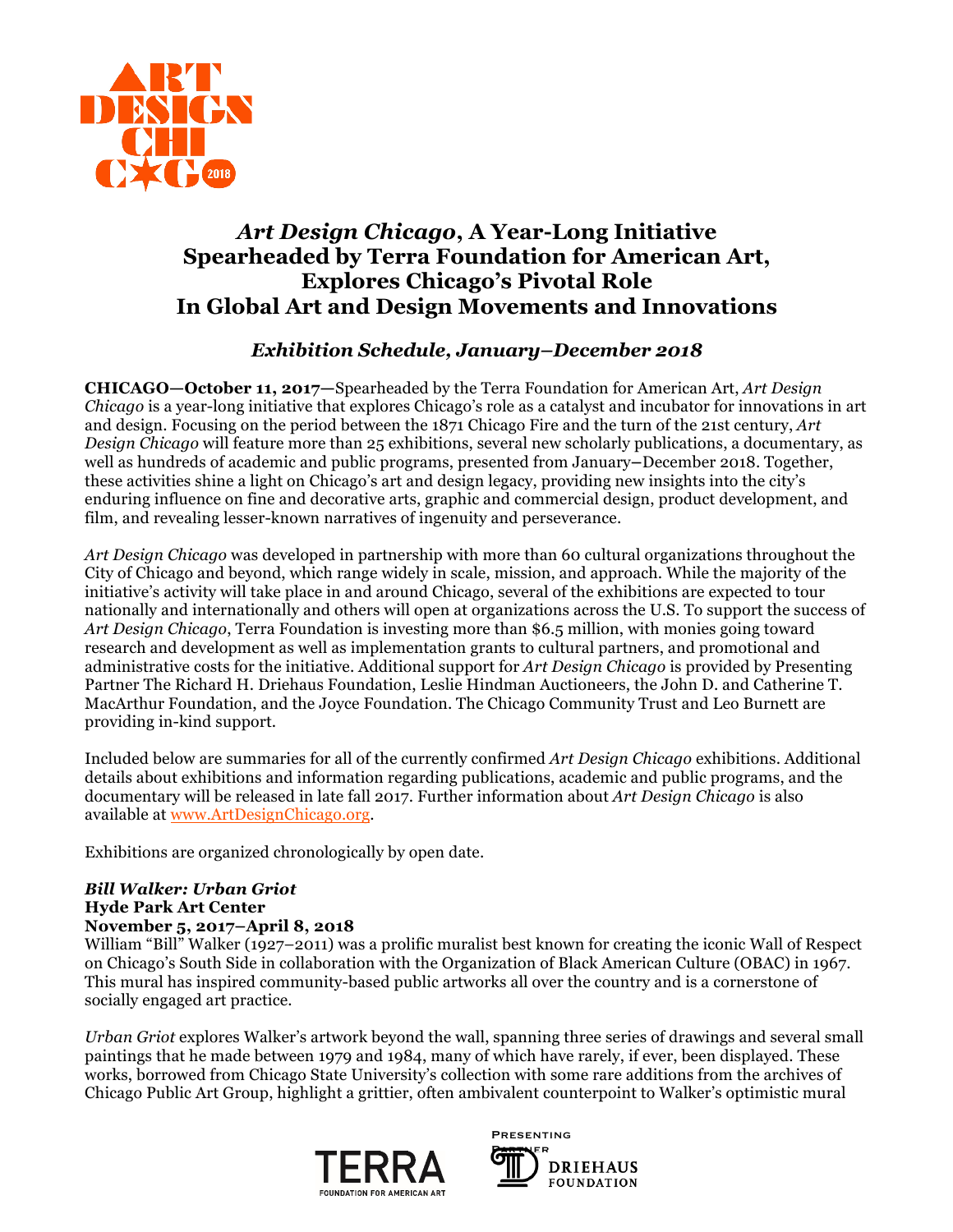# *Art Design Chicago*, A Year-Long Initiative Spearheaded by Terra Foundation for American Art, Explores Chicago's Pivotal Role In Global Art and Design Movements and Innovations

## *Exhibition Schedule, January–December 2018*

**CHICAGO—October 11, 2017—**Spearheaded by the Terra Foundation for American Art, *Art Design Chicago* is a year-long initiative that explores Chicago's role as a catalyst and incubator for innovations in art and design. Focusing on the period between the 1871 Chicago Fire and the turn of the 21st century, *Art Design Chicago* will feature more than 25 exhibitions, several new scholarly publications, a documentary, as well as hundreds of academic and public programs, presented from January–December 2018. Together, these activities shine a light on Chicago's art and design legacy, providing new insights into the city's enduring influence on fine and decorative arts, graphic and commercial design, product development, and film, and revealing lesser-known narratives of ingenuity and perseverance.

*Art Design Chicago* was developed in partnership with more than 60 cultural organizations throughout the City of Chicago and beyond, which range widely in scale, mission, and approach. While the majority of the initiative's activity will take place in and around Chicago, several of the exhibitions are expected to tour nationally and internationally and others will open at organizations across the U.S. To support the success of *Art Design Chicago*, Terra Foundation is investing more than $6.5 million, with monies going toward research and development as well as implementation grants to cultural partners, and promotional and administrative costs for the initiative. Additional support for *Art Design Chicago* is provided by Presenting Partner The Richard H. Driehaus Foundation, Leslie Hindman Auctioneers, the John D. and Catherine T. MacArthur Foundation, and the Joyce Foundation. The Chicago Community Trust and Leo Burnett are providing in-kind support.

Included below are summaries for all of the currently confirmed *Art Design Chicago* exhibitions. Additional details about exhibitions and information regarding publications, academic and public programs, and the documentary will be released in late fall 2017. Further information about *Art Design Chicago* is also available at www.ArtDesignChicago.org.

Exhibitions are organized chronologically by open date.

***Bill Walker: Urban Griot***
**Hyde Park Art Center**
**November 5, 2017–April 8, 2018**
William "Bill" Walker (1927–2011) was a prolific muralist best known for creating the iconic Wall of Respect on Chicago's South Side in collaboration with the Organization of Black American Culture (OBAC) in 1967. This mural has inspired community-based public artworks all over the country and is a cornerstone of socially engaged art practice.

*Urban Griot* explores Walker's artwork beyond the wall, spanning three series of drawings and several small paintings that he made between 1979 and 1984, many of which have rarely, if ever, been displayed. These works, borrowed from Chicago State University's collection with some rare additions from the archives of Chicago Public Art Group, highlight a grittier, often ambivalent counterpoint to Walker's optimistic mural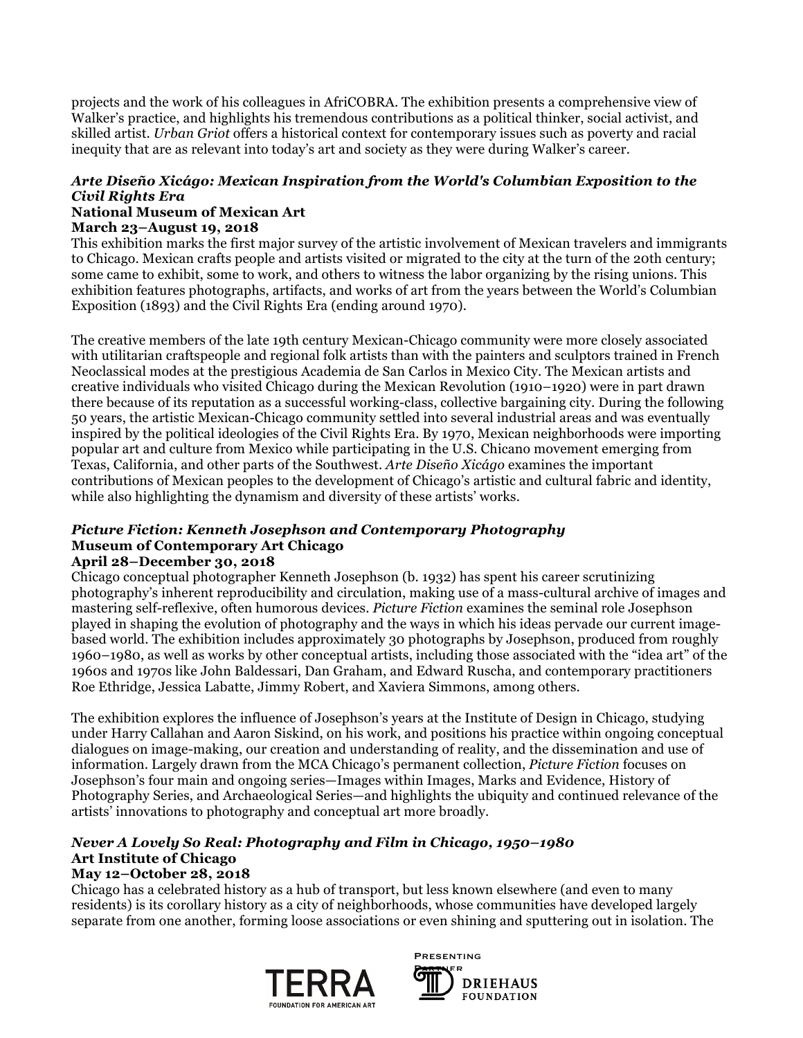projects and the work of his colleagues in AfriCOBRA. The exhibition presents a comprehensive view of Walker's practice, and highlights his tremendous contributions as a political thinker, social activist, and skilled artist. *Urban Griot* offers a historical context for contemporary issues such as poverty and racial inequity that are as relevant into today's art and society as they were during Walker's career.

***Arte Diseño Xicágo: Mexican Inspiration from the World's Columbian Exposition to the Civil Rights Era***
**National Museum of Mexican Art**
**March 23–August 19, 2018**

This exhibition marks the first major survey of the artistic involvement of Mexican travelers and immigrants to Chicago. Mexican crafts people and artists visited or migrated to the city at the turn of the 20th century; some came to exhibit, some to work, and others to witness the labor organizing by the rising unions. This exhibition features photographs, artifacts, and works of art from the years between the World's Columbian Exposition (1893) and the Civil Rights Era (ending around 1970).

The creative members of the late 19th century Mexican-Chicago community were more closely associated with utilitarian craftspeople and regional folk artists than with the painters and sculptors trained in French Neoclassical modes at the prestigious Academia de San Carlos in Mexico City. The Mexican artists and creative individuals who visited Chicago during the Mexican Revolution (1910–1920) were in part drawn there because of its reputation as a successful working-class, collective bargaining city. During the following 50 years, the artistic Mexican-Chicago community settled into several industrial areas and was eventually inspired by the political ideologies of the Civil Rights Era. By 1970, Mexican neighborhoods were importing popular art and culture from Mexico while participating in the U.S. Chicano movement emerging from Texas, California, and other parts of the Southwest. *Arte Diseño Xicágo* examines the important contributions of Mexican peoples to the development of Chicago's artistic and cultural fabric and identity, while also highlighting the dynamism and diversity of these artists' works.

***Picture Fiction: Kenneth Josephson and Contemporary Photography***
**Museum of Contemporary Art Chicago**
**April 28–December 30, 2018**

Chicago conceptual photographer Kenneth Josephson (b. 1932) has spent his career scrutinizing photography's inherent reproducibility and circulation, making use of a mass-cultural archive of images and mastering self-reflexive, often humorous devices. *Picture Fiction* examines the seminal role Josephson played in shaping the evolution of photography and the ways in which his ideas pervade our current image-based world. The exhibition includes approximately 30 photographs by Josephson, produced from roughly 1960–1980, as well as works by other conceptual artists, including those associated with the "idea art" of the 1960s and 1970s like John Baldessari, Dan Graham, and Edward Ruscha, and contemporary practitioners Roe Ethridge, Jessica Labatte, Jimmy Robert, and Xaviera Simmons, among others.

The exhibition explores the influence of Josephson's years at the Institute of Design in Chicago, studying under Harry Callahan and Aaron Siskind, on his work, and positions his practice within ongoing conceptual dialogues on image-making, our creation and understanding of reality, and the dissemination and use of information. Largely drawn from the MCA Chicago's permanent collection, *Picture Fiction* focuses on Josephson's four main and ongoing series—Images within Images, Marks and Evidence, History of Photography Series, and Archaeological Series—and highlights the ubiquity and continued relevance of the artists' innovations to photography and conceptual art more broadly.

***Never A Lovely So Real: Photography and Film in Chicago, 1950–1980***
**Art Institute of Chicago**
**May 12–October 28, 2018**

Chicago has a celebrated history as a hub of transport, but less known elsewhere (and even to many residents) is its corollary history as a city of neighborhoods, whose communities have developed largely separate from one another, forming loose associations or even shining and sputtering out in isolation. The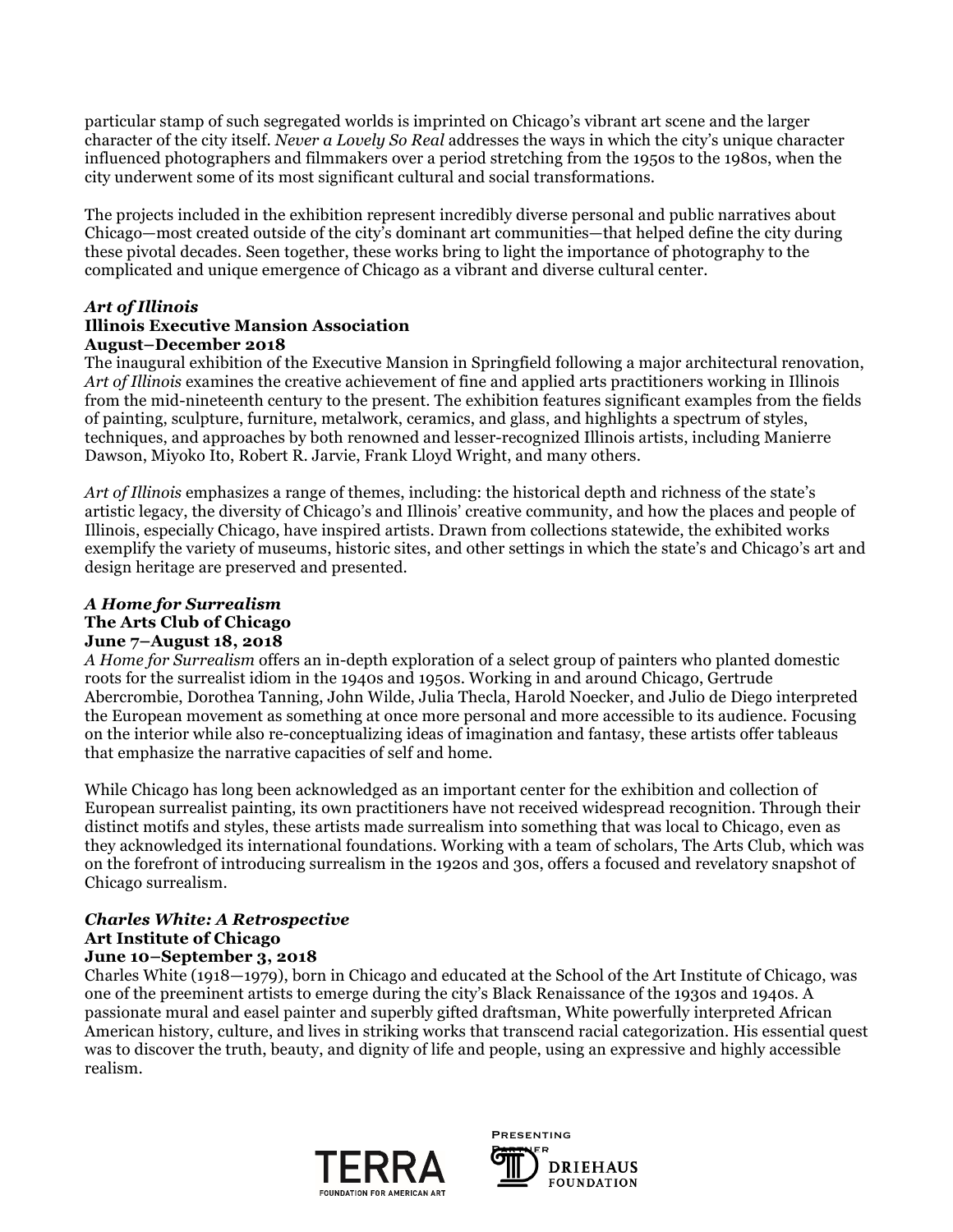particular stamp of such segregated worlds is imprinted on Chicago's vibrant art scene and the larger character of the city itself. *Never a Lovely So Real* addresses the ways in which the city's unique character influenced photographers and filmmakers over a period stretching from the 1950s to the 1980s, when the city underwent some of its most significant cultural and social transformations.

The projects included in the exhibition represent incredibly diverse personal and public narratives about Chicago—most created outside of the city's dominant art communities—that helped define the city during these pivotal decades. Seen together, these works bring to light the importance of photography to the complicated and unique emergence of Chicago as a vibrant and diverse cultural center.

***Art of Illinois***
**Illinois Executive Mansion Association**
**August–December 2018**

The inaugural exhibition of the Executive Mansion in Springfield following a major architectural renovation, *Art of Illinois* examines the creative achievement of fine and applied arts practitioners working in Illinois from the mid-nineteenth century to the present. The exhibition features significant examples from the fields of painting, sculpture, furniture, metalwork, ceramics, and glass, and highlights a spectrum of styles, techniques, and approaches by both renowned and lesser-recognized Illinois artists, including Manierre Dawson, Miyoko Ito, Robert R. Jarvie, Frank Lloyd Wright, and many others.

*Art of Illinois* emphasizes a range of themes, including: the historical depth and richness of the state's artistic legacy, the diversity of Chicago's and Illinois' creative community, and how the places and people of Illinois, especially Chicago, have inspired artists. Drawn from collections statewide, the exhibited works exemplify the variety of museums, historic sites, and other settings in which the state's and Chicago's art and design heritage are preserved and presented.

***A Home for Surrealism***
**The Arts Club of Chicago**
**June 7–August 18, 2018**

*A Home for Surrealism* offers an in-depth exploration of a select group of painters who planted domestic roots for the surrealist idiom in the 1940s and 1950s. Working in and around Chicago, Gertrude Abercrombie, Dorothea Tanning, John Wilde, Julia Thecla, Harold Noecker, and Julio de Diego interpreted the European movement as something at once more personal and more accessible to its audience. Focusing on the interior while also re-conceptualizing ideas of imagination and fantasy, these artists offer tableaus that emphasize the narrative capacities of self and home.

While Chicago has long been acknowledged as an important center for the exhibition and collection of European surrealist painting, its own practitioners have not received widespread recognition. Through their distinct motifs and styles, these artists made surrealism into something that was local to Chicago, even as they acknowledged its international foundations. Working with a team of scholars, The Arts Club, which was on the forefront of introducing surrealism in the 1920s and 30s, offers a focused and revelatory snapshot of Chicago surrealism.

***Charles White: A Retrospective***
**Art Institute of Chicago**
**June 10–September 3, 2018**

Charles White (1918—1979), born in Chicago and educated at the School of the Art Institute of Chicago, was one of the preeminent artists to emerge during the city's Black Renaissance of the 1930s and 1940s. A passionate mural and easel painter and superbly gifted draftsman, White powerfully interpreted African American history, culture, and lives in striking works that transcend racial categorization. His essential quest was to discover the truth, beauty, and dignity of life and people, using an expressive and highly accessible realism.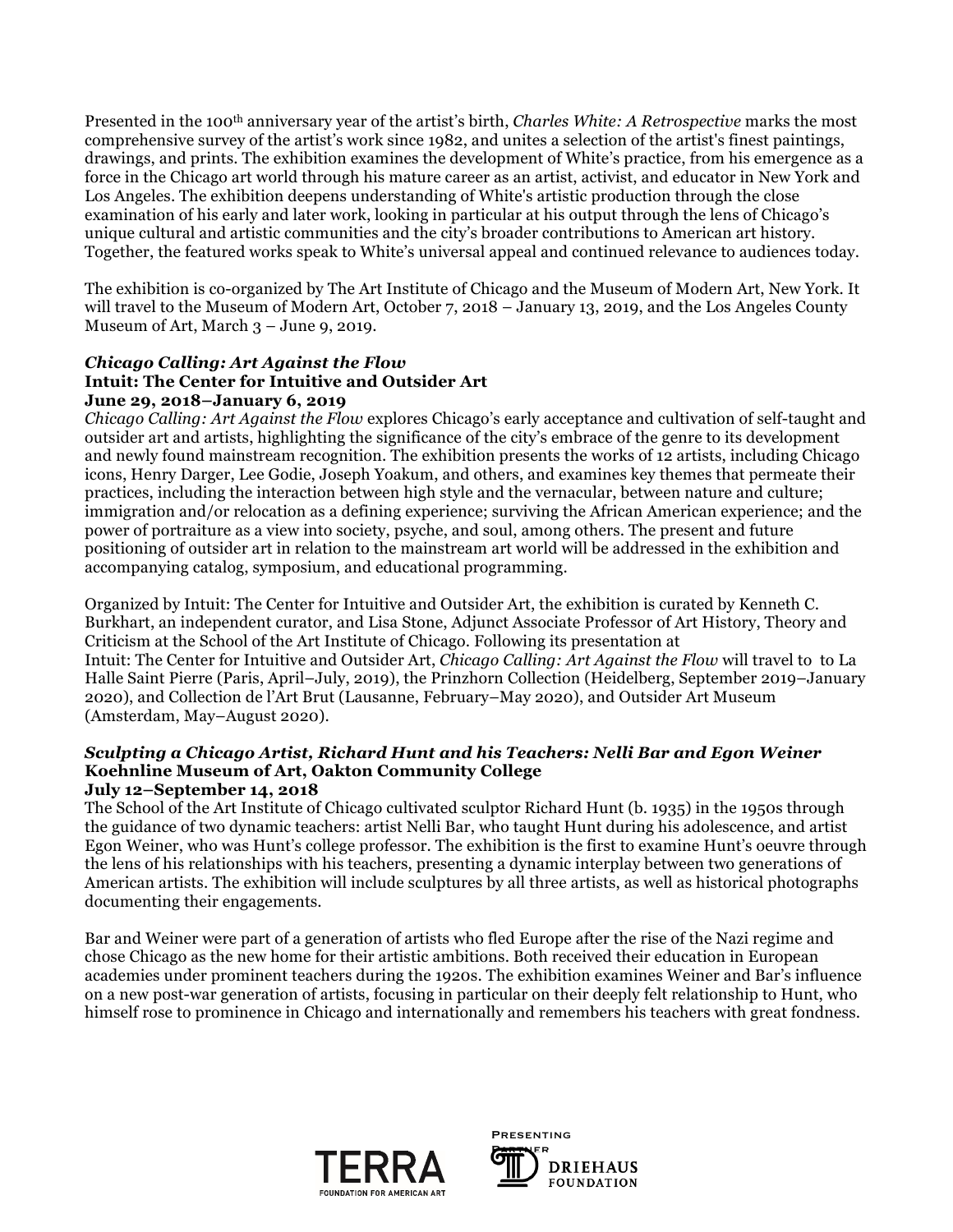Presented in the 100th anniversary year of the artist's birth, *Charles White: A Retrospective* marks the most comprehensive survey of the artist's work since 1982, and unites a selection of the artist's finest paintings, drawings, and prints. The exhibition examines the development of White's practice, from his emergence as a force in the Chicago art world through his mature career as an artist, activist, and educator in New York and Los Angeles. The exhibition deepens understanding of White's artistic production through the close examination of his early and later work, looking in particular at his output through the lens of Chicago's unique cultural and artistic communities and the city's broader contributions to American art history. Together, the featured works speak to White's universal appeal and continued relevance to audiences today.

The exhibition is co-organized by The Art Institute of Chicago and the Museum of Modern Art, New York. It will travel to the Museum of Modern Art, October 7, 2018 – January 13, 2019, and the Los Angeles County Museum of Art, March 3 – June 9, 2019.

***Chicago Calling: Art Against the Flow***
**Intuit: The Center for Intuitive and Outsider Art**
**June 29, 2018–January 6, 2019**
*Chicago Calling: Art Against the Flow* explores Chicago's early acceptance and cultivation of self-taught and outsider art and artists, highlighting the significance of the city's embrace of the genre to its development and newly found mainstream recognition. The exhibition presents the works of 12 artists, including Chicago icons, Henry Darger, Lee Godie, Joseph Yoakum, and others, and examines key themes that permeate their practices, including the interaction between high style and the vernacular, between nature and culture; immigration and/or relocation as a defining experience; surviving the African American experience; and the power of portraiture as a view into society, psyche, and soul, among others. The present and future positioning of outsider art in relation to the mainstream art world will be addressed in the exhibition and accompanying catalog, symposium, and educational programming.

Organized by Intuit: The Center for Intuitive and Outsider Art, the exhibition is curated by Kenneth C. Burkhart, an independent curator, and Lisa Stone, Adjunct Associate Professor of Art History, Theory and Criticism at the School of the Art Institute of Chicago. Following its presentation at Intuit: The Center for Intuitive and Outsider Art, *Chicago Calling: Art Against the Flow* will travel to to La Halle Saint Pierre (Paris, April–July, 2019), the Prinzhorn Collection (Heidelberg, September 2019–January 2020), and Collection de l'Art Brut (Lausanne, February–May 2020), and Outsider Art Museum (Amsterdam, May–August 2020).

***Sculpting a Chicago Artist, Richard Hunt and his Teachers: Nelli Bar and Egon Weiner***
**Koehnline Museum of Art, Oakton Community College**
**July 12–September 14, 2018**
The School of the Art Institute of Chicago cultivated sculptor Richard Hunt (b. 1935) in the 1950s through the guidance of two dynamic teachers: artist Nelli Bar, who taught Hunt during his adolescence, and artist Egon Weiner, who was Hunt's college professor. The exhibition is the first to examine Hunt's oeuvre through the lens of his relationships with his teachers, presenting a dynamic interplay between two generations of American artists. The exhibition will include sculptures by all three artists, as well as historical photographs documenting their engagements.

Bar and Weiner were part of a generation of artists who fled Europe after the rise of the Nazi regime and chose Chicago as the new home for their artistic ambitions. Both received their education in European academies under prominent teachers during the 1920s. The exhibition examines Weiner and Bar's influence on a new post-war generation of artists, focusing in particular on their deeply felt relationship to Hunt, who himself rose to prominence in Chicago and internationally and remembers his teachers with great fondness.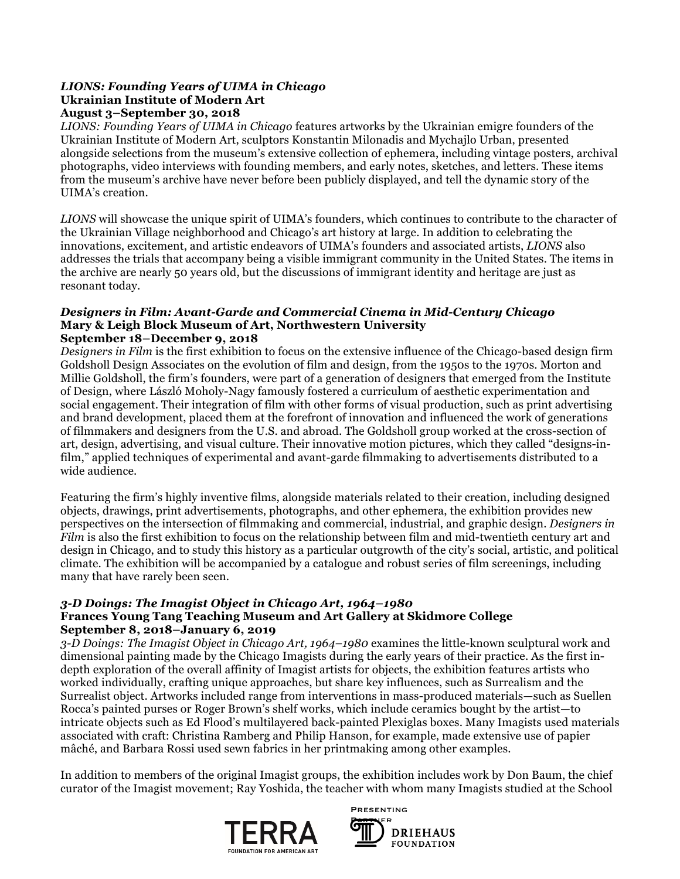***LIONS: Founding Years of UIMA in Chicago***
**Ukrainian Institute of Modern Art**
**August 3–September 30, 2018**
*LIONS: Founding Years of UIMA in Chicago* features artworks by the Ukrainian emigre founders of the Ukrainian Institute of Modern Art, sculptors Konstantin Milonadis and Mychajlo Urban, presented alongside selections from the museum's extensive collection of ephemera, including vintage posters, archival photographs, video interviews with founding members, and early notes, sketches, and letters. These items from the museum's archive have never before been publicly displayed, and tell the dynamic story of the UIMA's creation.

*LIONS* will showcase the unique spirit of UIMA's founders, which continues to contribute to the character of the Ukrainian Village neighborhood and Chicago's art history at large. In addition to celebrating the innovations, excitement, and artistic endeavors of UIMA's founders and associated artists, *LIONS* also addresses the trials that accompany being a visible immigrant community in the United States. The items in the archive are nearly 50 years old, but the discussions of immigrant identity and heritage are just as resonant today.

***Designers in Film: Avant-Garde and Commercial Cinema in Mid-Century Chicago***
**Mary & Leigh Block Museum of Art, Northwestern University**
**September 18–December 9, 2018**
*Designers in Film* is the first exhibition to focus on the extensive influence of the Chicago-based design firm Goldsholl Design Associates on the evolution of film and design, from the 1950s to the 1970s. Morton and Millie Goldsholl, the firm's founders, were part of a generation of designers that emerged from the Institute of Design, where László Moholy-Nagy famously fostered a curriculum of aesthetic experimentation and social engagement. Their integration of film with other forms of visual production, such as print advertising and brand development, placed them at the forefront of innovation and influenced the work of generations of filmmakers and designers from the U.S. and abroad. The Goldsholl group worked at the cross-section of art, design, advertising, and visual culture. Their innovative motion pictures, which they called "designs-in-film," applied techniques of experimental and avant-garde filmmaking to advertisements distributed to a wide audience.

Featuring the firm's highly inventive films, alongside materials related to their creation, including designed objects, drawings, print advertisements, photographs, and other ephemera, the exhibition provides new perspectives on the intersection of filmmaking and commercial, industrial, and graphic design. *Designers in Film* is also the first exhibition to focus on the relationship between film and mid-twentieth century art and design in Chicago, and to study this history as a particular outgrowth of the city's social, artistic, and political climate. The exhibition will be accompanied by a catalogue and robust series of film screenings, including many that have rarely been seen.

***3-D Doings: The Imagist Object in Chicago Art, 1964–1980***
**Frances Young Tang Teaching Museum and Art Gallery at Skidmore College**
**September 8, 2018–January 6, 2019**
*3-D Doings: The Imagist Object in Chicago Art, 1964–1980* examines the little-known sculptural work and dimensional painting made by the Chicago Imagists during the early years of their practice. As the first in-depth exploration of the overall affinity of Imagist artists for objects, the exhibition features artists who worked individually, crafting unique approaches, but share key influences, such as Surrealism and the Surrealist object. Artworks included range from interventions in mass-produced materials—such as Suellen Rocca's painted purses or Roger Brown's shelf works, which include ceramics bought by the artist—to intricate objects such as Ed Flood's multilayered back-painted Plexiglas boxes. Many Imagists used materials associated with craft: Christina Ramberg and Philip Hanson, for example, made extensive use of papier mâché, and Barbara Rossi used sewn fabrics in her printmaking among other examples.

In addition to members of the original Imagist groups, the exhibition includes work by Don Baum, the chief curator of the Imagist movement; Ray Yoshida, the teacher with whom many Imagists studied at the School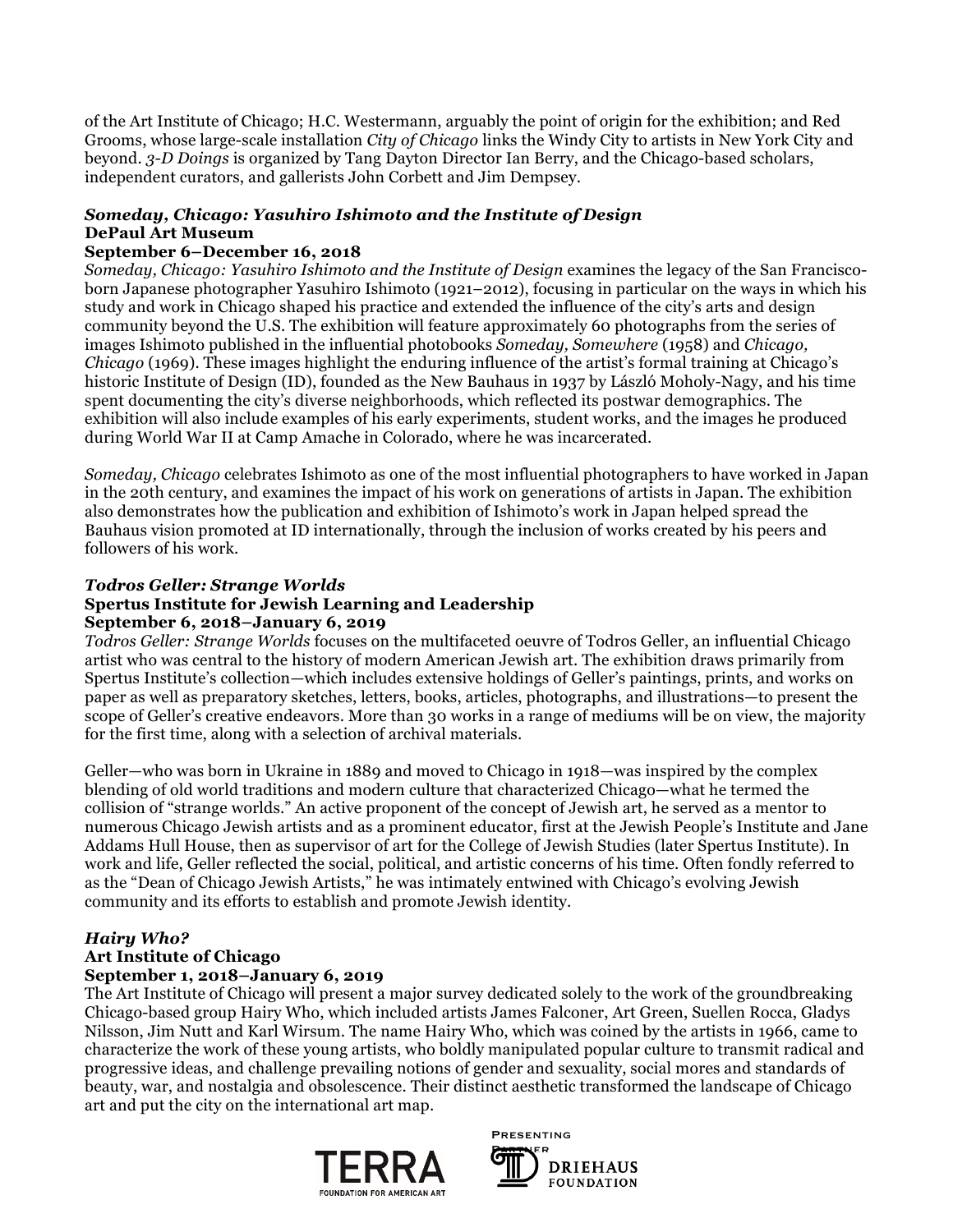of the Art Institute of Chicago; H.C. Westermann, arguably the point of origin for the exhibition; and Red Grooms, whose large-scale installation *City of Chicago* links the Windy City to artists in New York City and beyond. *3-D Doings* is organized by Tang Dayton Director Ian Berry, and the Chicago-based scholars, independent curators, and gallerists John Corbett and Jim Dempsey.

***Someday, Chicago: Yasuhiro Ishimoto and the Institute of Design***
**DePaul Art Museum**
**September 6–December 16, 2018**
*Someday, Chicago: Yasuhiro Ishimoto and the Institute of Design* examines the legacy of the San Francisco-born Japanese photographer Yasuhiro Ishimoto (1921–2012), focusing in particular on the ways in which his study and work in Chicago shaped his practice and extended the influence of the city's arts and design community beyond the U.S. The exhibition will feature approximately 60 photographs from the series of images Ishimoto published in the influential photobooks *Someday, Somewhere* (1958) and *Chicago, Chicago* (1969). These images highlight the enduring influence of the artist's formal training at Chicago's historic Institute of Design (ID), founded as the New Bauhaus in 1937 by László Moholy-Nagy, and his time spent documenting the city's diverse neighborhoods, which reflected its postwar demographics. The exhibition will also include examples of his early experiments, student works, and the images he produced during World War II at Camp Amache in Colorado, where he was incarcerated.

*Someday, Chicago* celebrates Ishimoto as one of the most influential photographers to have worked in Japan in the 20th century, and examines the impact of his work on generations of artists in Japan. The exhibition also demonstrates how the publication and exhibition of Ishimoto's work in Japan helped spread the Bauhaus vision promoted at ID internationally, through the inclusion of works created by his peers and followers of his work.

***Todros Geller: Strange Worlds***
**Spertus Institute for Jewish Learning and Leadership**
**September 6, 2018–January 6, 2019**
*Todros Geller: Strange Worlds* focuses on the multifaceted oeuvre of Todros Geller, an influential Chicago artist who was central to the history of modern American Jewish art. The exhibition draws primarily from Spertus Institute's collection—which includes extensive holdings of Geller's paintings, prints, and works on paper as well as preparatory sketches, letters, books, articles, photographs, and illustrations—to present the scope of Geller's creative endeavors. More than 30 works in a range of mediums will be on view, the majority for the first time, along with a selection of archival materials.

Geller—who was born in Ukraine in 1889 and moved to Chicago in 1918—was inspired by the complex blending of old world traditions and modern culture that characterized Chicago—what he termed the collision of "strange worlds." An active proponent of the concept of Jewish art, he served as a mentor to numerous Chicago Jewish artists and as a prominent educator, first at the Jewish People's Institute and Jane Addams Hull House, then as supervisor of art for the College of Jewish Studies (later Spertus Institute). In work and life, Geller reflected the social, political, and artistic concerns of his time. Often fondly referred to as the "Dean of Chicago Jewish Artists," he was intimately entwined with Chicago's evolving Jewish community and its efforts to establish and promote Jewish identity.

***Hairy Who?***
**Art Institute of Chicago**
**September 1, 2018–January 6, 2019**
The Art Institute of Chicago will present a major survey dedicated solely to the work of the groundbreaking Chicago-based group Hairy Who, which included artists James Falconer, Art Green, Suellen Rocca, Gladys Nilsson, Jim Nutt and Karl Wirsum. The name Hairy Who, which was coined by the artists in 1966, came to characterize the work of these young artists, who boldly manipulated popular culture to transmit radical and progressive ideas, and challenge prevailing notions of gender and sexuality, social mores and standards of beauty, war, and nostalgia and obsolescence. Their distinct aesthetic transformed the landscape of Chicago art and put the city on the international art map.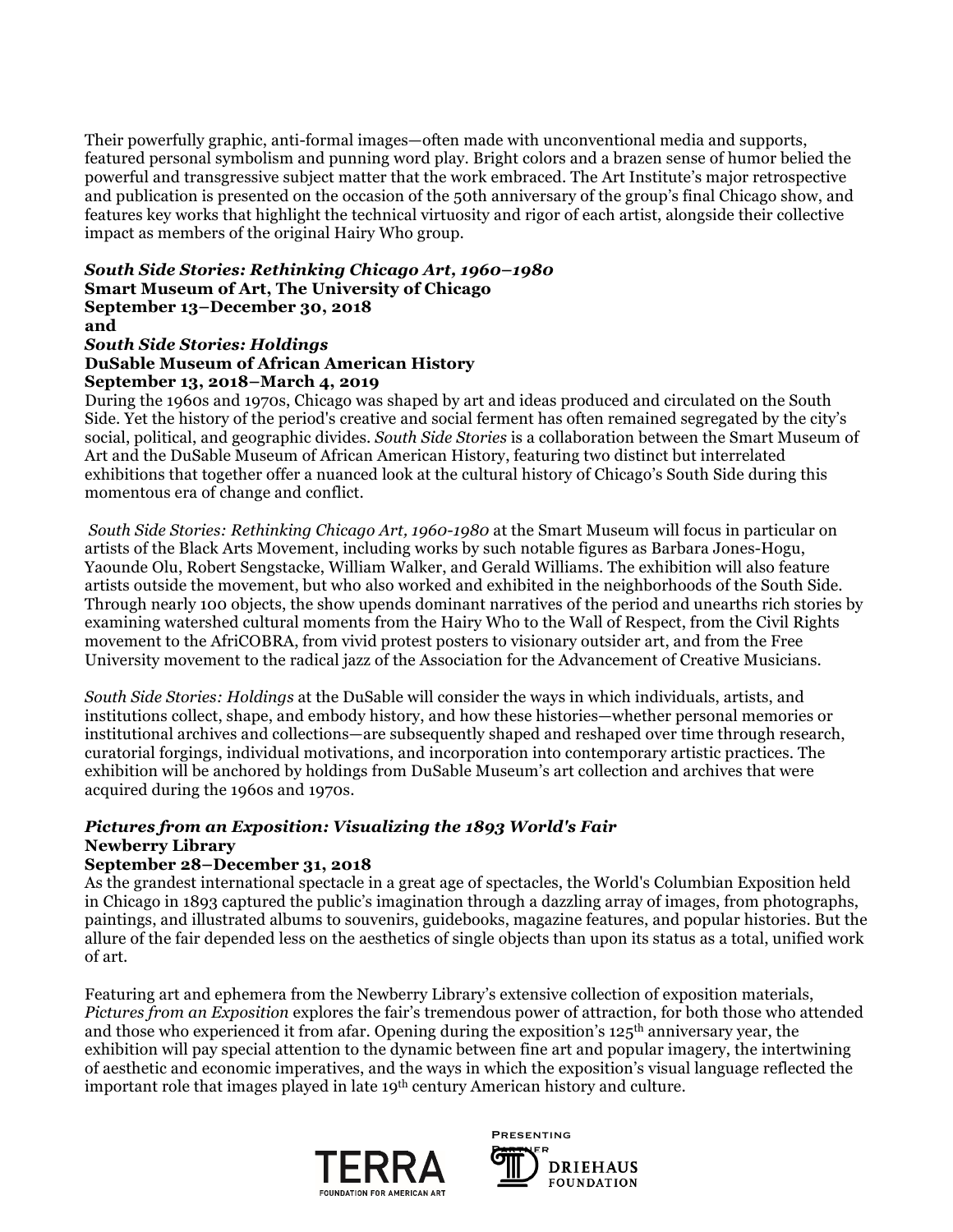Their powerfully graphic, anti-formal images—often made with unconventional media and supports, featured personal symbolism and punning word play. Bright colors and a brazen sense of humor belied the powerful and transgressive subject matter that the work embraced. The Art Institute's major retrospective and publication is presented on the occasion of the 50th anniversary of the group's final Chicago show, and features key works that highlight the technical virtuosity and rigor of each artist, alongside their collective impact as members of the original Hairy Who group.

***South Side Stories: Rethinking Chicago Art, 1960–1980***
**Smart Museum of Art, The University of Chicago**
**September 13–December 30, 2018**
**and**
***South Side Stories: Holdings***
**DuSable Museum of African American History**
**September 13, 2018–March 4, 2019**

During the 1960s and 1970s, Chicago was shaped by art and ideas produced and circulated on the South Side. Yet the history of the period's creative and social ferment has often remained segregated by the city's social, political, and geographic divides. *South Side Stories* is a collaboration between the Smart Museum of Art and the DuSable Museum of African American History, featuring two distinct but interrelated exhibitions that together offer a nuanced look at the cultural history of Chicago's South Side during this momentous era of change and conflict.

*South Side Stories: Rethinking Chicago Art, 1960-1980* at the Smart Museum will focus in particular on artists of the Black Arts Movement, including works by such notable figures as Barbara Jones-Hogu, Yaounde Olu, Robert Sengstacke, William Walker, and Gerald Williams. The exhibition will also feature artists outside the movement, but who also worked and exhibited in the neighborhoods of the South Side. Through nearly 100 objects, the show upends dominant narratives of the period and unearths rich stories by examining watershed cultural moments from the Hairy Who to the Wall of Respect, from the Civil Rights movement to the AfriCOBRA, from vivid protest posters to visionary outsider art, and from the Free University movement to the radical jazz of the Association for the Advancement of Creative Musicians.

*South Side Stories: Holdings* at the DuSable will consider the ways in which individuals, artists, and institutions collect, shape, and embody history, and how these histories—whether personal memories or institutional archives and collections—are subsequently shaped and reshaped over time through research, curatorial forgings, individual motivations, and incorporation into contemporary artistic practices. The exhibition will be anchored by holdings from DuSable Museum's art collection and archives that were acquired during the 1960s and 1970s.

***Pictures from an Exposition: Visualizing the 1893 World's Fair***
**Newberry Library**
**September 28–December 31, 2018**

As the grandest international spectacle in a great age of spectacles, the World's Columbian Exposition held in Chicago in 1893 captured the public's imagination through a dazzling array of images, from photographs, paintings, and illustrated albums to souvenirs, guidebooks, magazine features, and popular histories. But the allure of the fair depended less on the aesthetics of single objects than upon its status as a total, unified work of art.

Featuring art and ephemera from the Newberry Library's extensive collection of exposition materials, *Pictures from an Exposition* explores the fair's tremendous power of attraction, for both those who attended and those who experienced it from afar. Opening during the exposition's 125th anniversary year, the exhibition will pay special attention to the dynamic between fine art and popular imagery, the intertwining of aesthetic and economic imperatives, and the ways in which the exposition's visual language reflected the important role that images played in late 19th century American history and culture.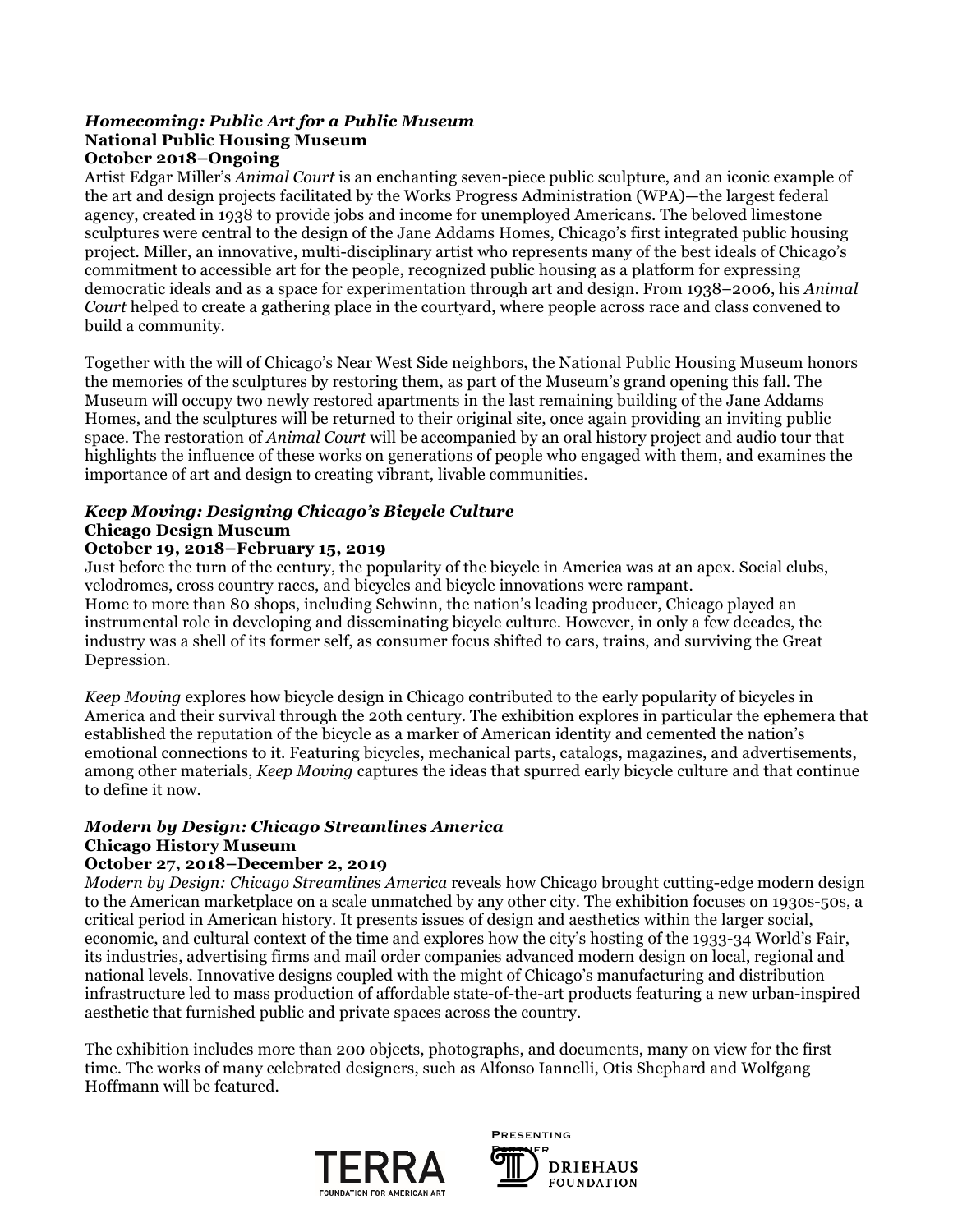***Homecoming: Public Art for a Public Museum***
**National Public Housing Museum**
**October 2018–Ongoing**

Artist Edgar Miller's *Animal Court* is an enchanting seven-piece public sculpture, and an iconic example of the art and design projects facilitated by the Works Progress Administration (WPA)—the largest federal agency, created in 1938 to provide jobs and income for unemployed Americans. The beloved limestone sculptures were central to the design of the Jane Addams Homes, Chicago's first integrated public housing project. Miller, an innovative, multi-disciplinary artist who represents many of the best ideals of Chicago's commitment to accessible art for the people, recognized public housing as a platform for expressing democratic ideals and as a space for experimentation through art and design. From 1938–2006, his *Animal Court* helped to create a gathering place in the courtyard, where people across race and class convened to build a community.

Together with the will of Chicago's Near West Side neighbors, the National Public Housing Museum honors the memories of the sculptures by restoring them, as part of the Museum's grand opening this fall. The Museum will occupy two newly restored apartments in the last remaining building of the Jane Addams Homes, and the sculptures will be returned to their original site, once again providing an inviting public space. The restoration of *Animal Court* will be accompanied by an oral history project and audio tour that highlights the influence of these works on generations of people who engaged with them, and examines the importance of art and design to creating vibrant, livable communities.

***Keep Moving: Designing Chicago's Bicycle Culture***
**Chicago Design Museum**
**October 19, 2018–February 15, 2019**

Just before the turn of the century, the popularity of the bicycle in America was at an apex. Social clubs, velodromes, cross country races, and bicycles and bicycle innovations were rampant.
Home to more than 80 shops, including Schwinn, the nation's leading producer, Chicago played an instrumental role in developing and disseminating bicycle culture. However, in only a few decades, the industry was a shell of its former self, as consumer focus shifted to cars, trains, and surviving the Great Depression.

*Keep Moving* explores how bicycle design in Chicago contributed to the early popularity of bicycles in America and their survival through the 20th century. The exhibition explores in particular the ephemera that established the reputation of the bicycle as a marker of American identity and cemented the nation's emotional connections to it. Featuring bicycles, mechanical parts, catalogs, magazines, and advertisements, among other materials, *Keep Moving* captures the ideas that spurred early bicycle culture and that continue to define it now.

***Modern by Design: Chicago Streamlines America***
**Chicago History Museum**
**October 27, 2018–December 2, 2019**

*Modern by Design: Chicago Streamlines America* reveals how Chicago brought cutting-edge modern design to the American marketplace on a scale unmatched by any other city. The exhibition focuses on 1930s-50s, a critical period in American history. It presents issues of design and aesthetics within the larger social, economic, and cultural context of the time and explores how the city's hosting of the 1933-34 World's Fair, its industries, advertising firms and mail order companies advanced modern design on local, regional and national levels. Innovative designs coupled with the might of Chicago's manufacturing and distribution infrastructure led to mass production of affordable state-of-the-art products featuring a new urban-inspired aesthetic that furnished public and private spaces across the country.

The exhibition includes more than 200 objects, photographs, and documents, many on view for the first time. The works of many celebrated designers, such as Alfonso Iannelli, Otis Shephard and Wolfgang Hoffmann will be featured.

TERRA FOUNDATION FOR AMERICAN ART

PRESENTING PARTNER DRIEHAUS FOUNDATION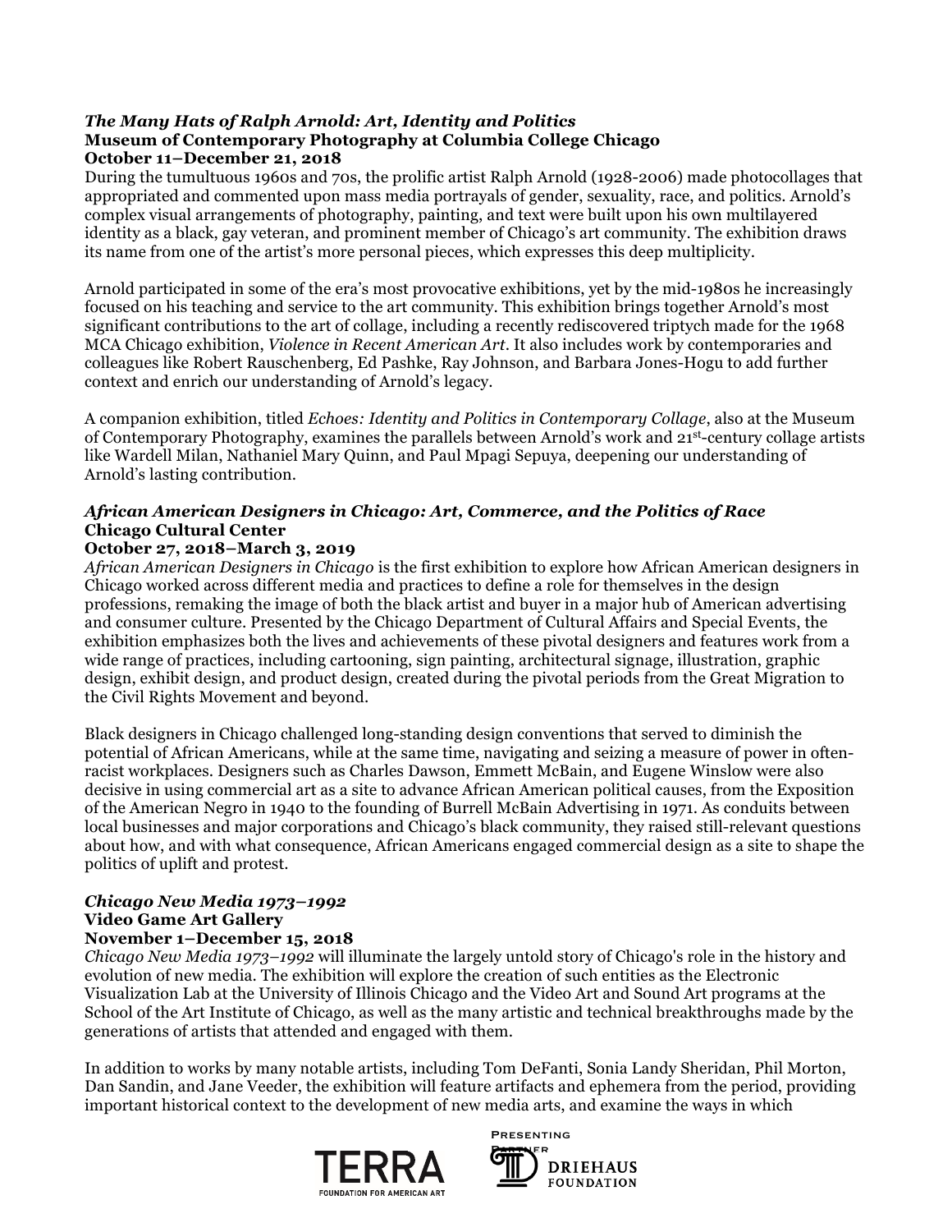***The Many Hats of Ralph Arnold: Art, Identity and Politics***
**Museum of Contemporary Photography at Columbia College Chicago**
**October 11–December 21, 2018**
During the tumultuous 1960s and 70s, the prolific artist Ralph Arnold (1928-2006) made photocollages that appropriated and commented upon mass media portrayals of gender, sexuality, race, and politics. Arnold's complex visual arrangements of photography, painting, and text were built upon his own multilayered identity as a black, gay veteran, and prominent member of Chicago's art community. The exhibition draws its name from one of the artist's more personal pieces, which expresses this deep multiplicity.

Arnold participated in some of the era's most provocative exhibitions, yet by the mid-1980s he increasingly focused on his teaching and service to the art community. This exhibition brings together Arnold's most significant contributions to the art of collage, including a recently rediscovered triptych made for the 1968 MCA Chicago exhibition, *Violence in Recent American Art*. It also includes work by contemporaries and colleagues like Robert Rauschenberg, Ed Pashke, Ray Johnson, and Barbara Jones-Hogu to add further context and enrich our understanding of Arnold's legacy.

A companion exhibition, titled *Echoes: Identity and Politics in Contemporary Collage*, also at the Museum of Contemporary Photography, examines the parallels between Arnold's work and 21st-century collage artists like Wardell Milan, Nathaniel Mary Quinn, and Paul Mpagi Sepuya, deepening our understanding of Arnold's lasting contribution.

***African American Designers in Chicago: Art, Commerce, and the Politics of Race***
**Chicago Cultural Center**
**October 27, 2018–March 3, 2019**
*African American Designers in Chicago* is the first exhibition to explore how African American designers in Chicago worked across different media and practices to define a role for themselves in the design professions, remaking the image of both the black artist and buyer in a major hub of American advertising and consumer culture. Presented by the Chicago Department of Cultural Affairs and Special Events, the exhibition emphasizes both the lives and achievements of these pivotal designers and features work from a wide range of practices, including cartooning, sign painting, architectural signage, illustration, graphic design, exhibit design, and product design, created during the pivotal periods from the Great Migration to the Civil Rights Movement and beyond.

Black designers in Chicago challenged long-standing design conventions that served to diminish the potential of African Americans, while at the same time, navigating and seizing a measure of power in often-racist workplaces. Designers such as Charles Dawson, Emmett McBain, and Eugene Winslow were also decisive in using commercial art as a site to advance African American political causes, from the Exposition of the American Negro in 1940 to the founding of Burrell McBain Advertising in 1971. As conduits between local businesses and major corporations and Chicago's black community, they raised still-relevant questions about how, and with what consequence, African Americans engaged commercial design as a site to shape the politics of uplift and protest.

***Chicago New Media 1973–1992***
**Video Game Art Gallery**
**November 1–December 15, 2018**
*Chicago New Media 1973–1992* will illuminate the largely untold story of Chicago's role in the history and evolution of new media. The exhibition will explore the creation of such entities as the Electronic Visualization Lab at the University of Illinois Chicago and the Video Art and Sound Art programs at the School of the Art Institute of Chicago, as well as the many artistic and technical breakthroughs made by the generations of artists that attended and engaged with them.

In addition to works by many notable artists, including Tom DeFanti, Sonia Landy Sheridan, Phil Morton, Dan Sandin, and Jane Veeder, the exhibition will feature artifacts and ephemera from the period, providing important historical context to the development of new media arts, and examine the ways in which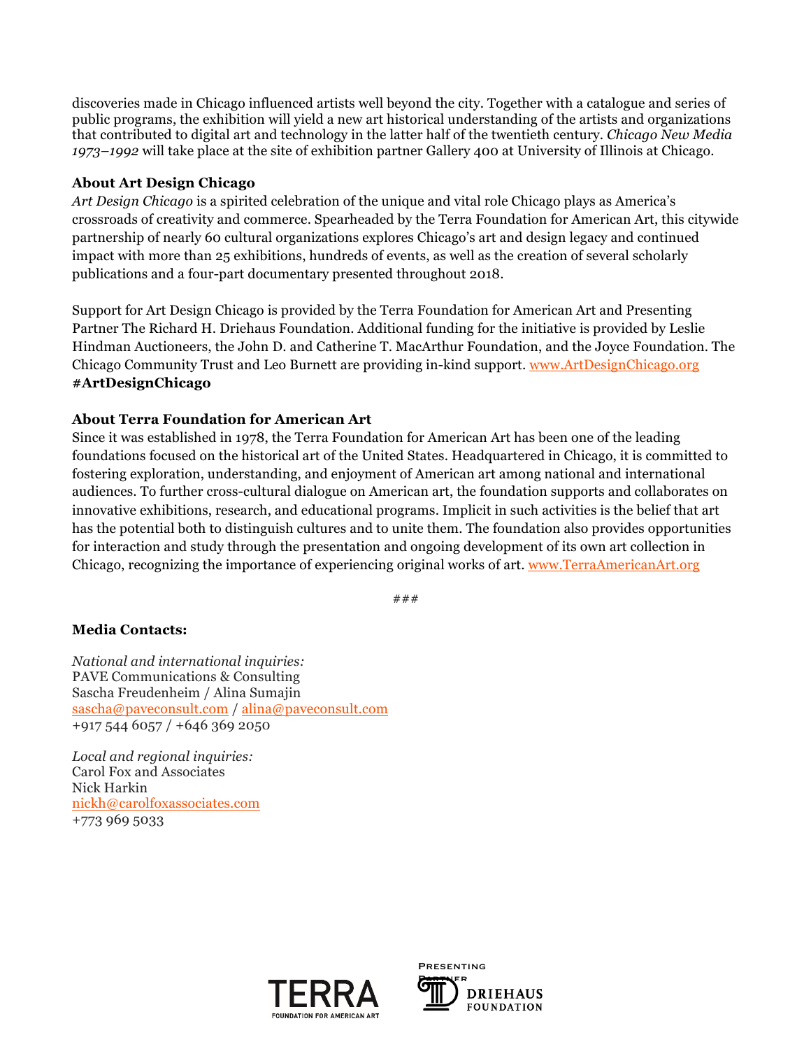discoveries made in Chicago influenced artists well beyond the city. Together with a catalogue and series of public programs, the exhibition will yield a new art historical understanding of the artists and organizations that contributed to digital art and technology in the latter half of the twentieth century. *Chicago New Media 1973–1992* will take place at the site of exhibition partner Gallery 400 at University of Illinois at Chicago.

**About Art Design Chicago**

*Art Design Chicago* is a spirited celebration of the unique and vital role Chicago plays as America's crossroads of creativity and commerce. Spearheaded by the Terra Foundation for American Art, this citywide partnership of nearly 60 cultural organizations explores Chicago's art and design legacy and continued impact with more than 25 exhibitions, hundreds of events, as well as the creation of several scholarly publications and a four-part documentary presented throughout 2018.

Support for Art Design Chicago is provided by the Terra Foundation for American Art and Presenting Partner The Richard H. Driehaus Foundation. Additional funding for the initiative is provided by Leslie Hindman Auctioneers, the John D. and Catherine T. MacArthur Foundation, and the Joyce Foundation. The Chicago Community Trust and Leo Burnett are providing in-kind support. www.ArtDesignChicago.org
**#ArtDesignChicago**

**About Terra Foundation for American Art**

Since it was established in 1978, the Terra Foundation for American Art has been one of the leading foundations focused on the historical art of the United States. Headquartered in Chicago, it is committed to fostering exploration, understanding, and enjoyment of American art among national and international audiences. To further cross-cultural dialogue on American art, the foundation supports and collaborates on innovative exhibitions, research, and educational programs. Implicit in such activities is the belief that art has the potential both to distinguish cultures and to unite them. The foundation also provides opportunities for interaction and study through the presentation and ongoing development of its own art collection in Chicago, recognizing the importance of experiencing original works of art. www.TerraAmericanArt.org

###

**Media Contacts:**

*National and international inquiries:*
PAVE Communications & Consulting
Sascha Freudenheim / Alina Sumajin
sascha@paveconsult.com / alina@paveconsult.com
+917 544 6057 / +646 369 2050

*Local and regional inquiries:*
Carol Fox and Associates
Nick Harkin
nickh@carolfoxassociates.com
+773 969 5033

TERRA
FOUNDATION FOR AMERICAN ART

PRESENTING PARTNER
DRIEHAUS FOUNDATION